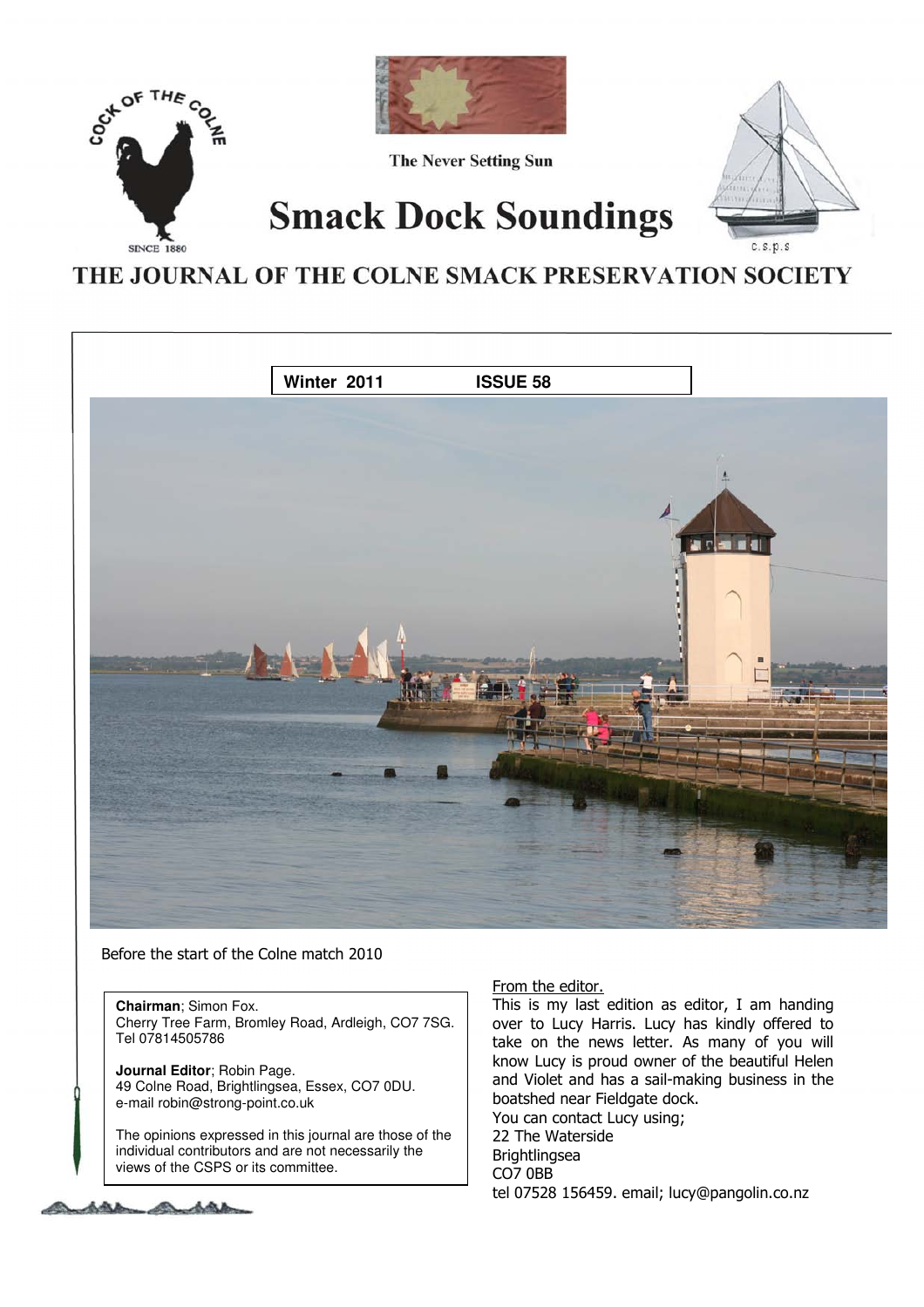COCK OF THE COLNE

SINCE 1880

The Never Setting Sun

# Smack Dock Soundings

C.S.P.S

## THE JOURNAL OF THE COLNE SMACK PRESERVATION SOCIETY

**Winter 2011** **ISSUE 58**

Before the start of the Colne match 2010

**Chairman**; Simon Fox.
Cherry Tree Farm, Bromley Road, Ardleigh, CO7 7SG.
Tel 07814505786

**Journal Editor**; Robin Page.
49 Colne Road, Brightlingsea, Essex, CO7 0DU.
e-mail robin@strong-point.co.uk

The opinions expressed in this journal are those of the individual contributors and are not necessarily the views of the CSPS or its committee.

From the editor.

This is my last edition as editor, I am handing over to Lucy Harris. Lucy has kindly offered to take on the news letter. As many of you will know Lucy is proud owner of the beautiful Helen and Violet and has a sail-making business in the boatshed near Fieldgate dock.

You can contact Lucy using;
22 The Waterside
Brightlingsea
CO7 0BB
tel 07528 156459. email; lucy@pangolin.co.nz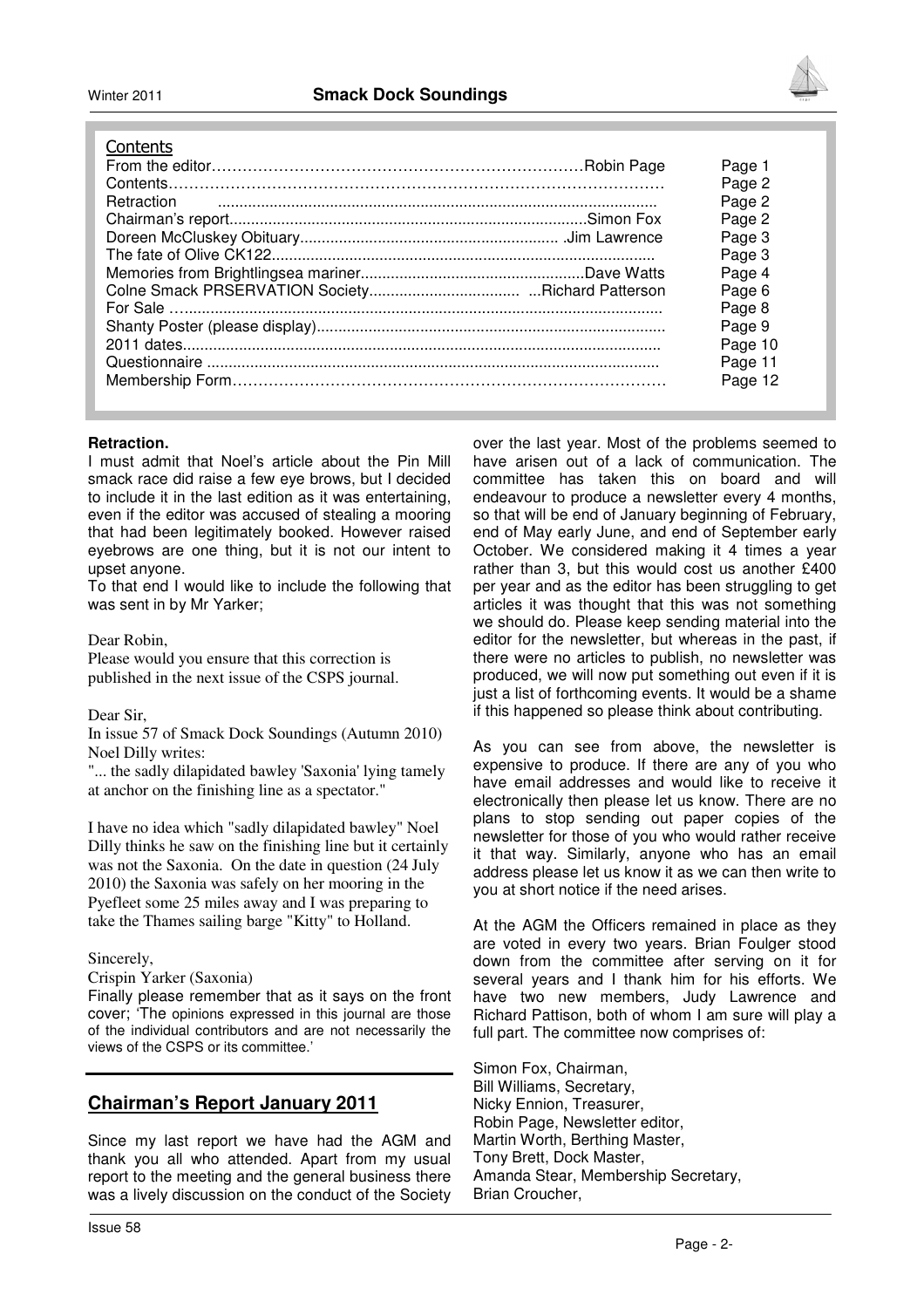## Contents

| | | |
|---|---|---|
| From the editor | Robin Page | Page 1 |
| Contents | | Page 2 |
| Retraction | | Page 2 |
| Chairman's report | Simon Fox | Page 2 |
| Doreen McCluskey Obituary | Jim Lawrence | Page 3 |
| The fate of Olive CK122 | | Page 3 |
| Memories from Brightlingsea mariner | Dave Watts | Page 4 |
| Colne Smack PRSERVATION Society | Richard Patterson | Page 6 |
| For Sale | | Page 8 |
| Shanty Poster (please display) | | Page 9 |
| 2011 dates | | Page 10 |
| Questionnaire | | Page 11 |
| Membership Form | | Page 12 |

**Retraction.**

I must admit that Noel's article about the Pin Mill smack race did raise a few eye brows, but I decided to include it in the last edition as it was entertaining, even if the editor was accused of stealing a mooring that had been legitimately booked. However raised eyebrows are one thing, but it is not our intent to upset anyone.

To that end I would like to include the following that was sent in by Mr Yarker;

Dear Robin,

Please would you ensure that this correction is published in the next issue of the CSPS journal.

Dear Sir,

In issue 57 of Smack Dock Soundings (Autumn 2010) Noel Dilly writes:

"... the sadly dilapidated bawley 'Saxonia' lying tamely at anchor on the finishing line as a spectator."

I have no idea which "sadly dilapidated bawley" Noel Dilly thinks he saw on the finishing line but it certainly was not the Saxonia. On the date in question (24 July 2010) the Saxonia was safely on her mooring in the Pyefleet some 25 miles away and I was preparing to take the Thames sailing barge "Kitty" to Holland.

Sincerely,

Crispin Yarker (Saxonia)

Finally please remember that as it says on the front cover; 'The opinions expressed in this journal are those of the individual contributors and are not necessarily the views of the CSPS or its committee.'

## Chairman's Report January 2011

Since my last report we have had the AGM and thank you all who attended. Apart from my usual report to the meeting and the general business there was a lively discussion on the conduct of the Society over the last year. Most of the problems seemed to have arisen out of a lack of communication. The committee has taken this on board and will endeavour to produce a newsletter every 4 months, so that will be end of January beginning of February, end of May early June, and end of September early October. We considered making it 4 times a year rather than 3, but this would cost us another £400 per year and as the editor has been struggling to get articles it was thought that this was not something we should do. Please keep sending material into the editor for the newsletter, but whereas in the past, if there were no articles to publish, no newsletter was produced, we will now put something out even if it is just a list of forthcoming events. It would be a shame if this happened so please think about contributing.

As you can see from above, the newsletter is expensive to produce. If there are any of you who have email addresses and would like to receive it electronically then please let us know. There are no plans to stop sending out paper copies of the newsletter for those of you who would rather receive it that way. Similarly, anyone who has an email address please let us know it as we can then write to you at short notice if the need arises.

At the AGM the Officers remained in place as they are voted in every two years. Brian Foulger stood down from the committee after serving on it for several years and I thank him for his efforts. We have two new members, Judy Lawrence and Richard Pattison, both of whom I am sure will play a full part. The committee now comprises of:

Simon Fox, Chairman,
Bill Williams, Secretary,
Nicky Ennion, Treasurer,
Robin Page, Newsletter editor,
Martin Worth, Berthing Master,
Tony Brett, Dock Master,
Amanda Stear, Membership Secretary,
Brian Croucher,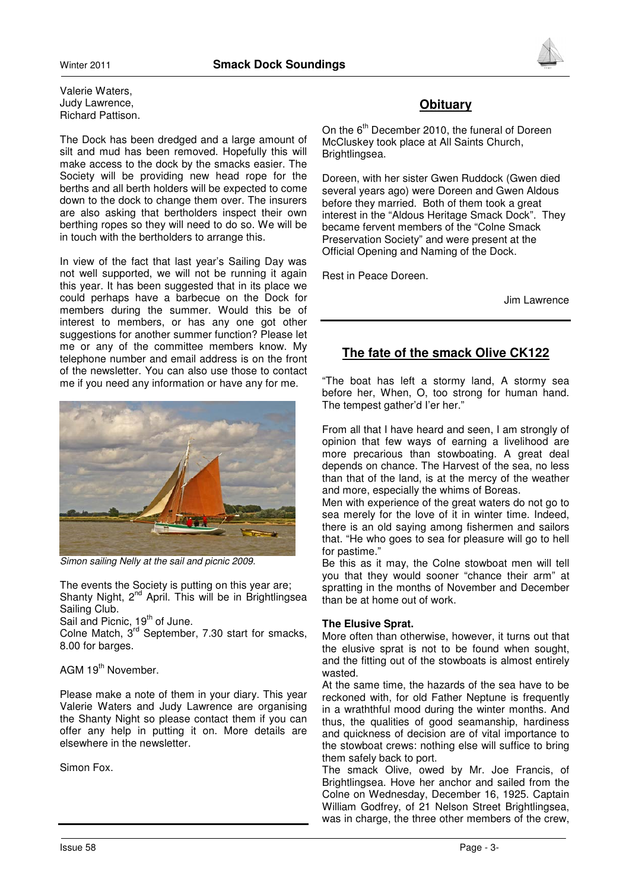Valerie Waters,
Judy Lawrence,
Richard Pattison.

The Dock has been dredged and a large amount of silt and mud has been removed. Hopefully this will make access to the dock by the smacks easier. The Society will be providing new head rope for the berths and all berth holders will be expected to come down to the dock to change them over. The insurers are also asking that bertholders inspect their own berthing ropes so they will need to do so. We will be in touch with the bertholders to arrange this.

In view of the fact that last year's Sailing Day was not well supported, we will not be running it again this year. It has been suggested that in its place we could perhaps have a barbecue on the Dock for members during the summer. Would this be of interest to members, or has any one got other suggestions for another summer function? Please let me or any of the committee members know. My telephone number and email address is on the front of the newsletter. You can also use those to contact me if you need any information or have any for me.

*Simon sailing Nelly at the sail and picnic 2009.*

The events the Society is putting on this year are;
Shanty Night, 2nd April. This will be in Brightlingsea Sailing Club.
Sail and Picnic, 19th of June.
Colne Match, 3rd September, 7.30 start for smacks, 8.00 for barges.

AGM 19th November.

Please make a note of them in your diary. This year Valerie Waters and Judy Lawrence are organising the Shanty Night so please contact them if you can offer any help in putting it on. More details are elsewhere in the newsletter.

Simon Fox.

## Obituary

On the 6th December 2010, the funeral of Doreen McCluskey took place at All Saints Church, Brightlingsea.

Doreen, with her sister Gwen Ruddock (Gwen died several years ago) were Doreen and Gwen Aldous before they married. Both of them took a great interest in the "Aldous Heritage Smack Dock". They became fervent members of the "Colne Smack Preservation Society" and were present at the Official Opening and Naming of the Dock.

Rest in Peace Doreen.

Jim Lawrence

## The fate of the smack Olive CK122

"The boat has left a stormy land, A stormy sea before her, When, O, too strong for human hand. The tempest gather'd I'er her."

From all that I have heard and seen, I am strongly of opinion that few ways of earning a livelihood are more precarious than stowboating. A great deal depends on chance. The Harvest of the sea, no less than that of the land, is at the mercy of the weather and more, especially the whims of Boreas.

Men with experience of the great waters do not go to sea merely for the love of it in winter time. Indeed, there is an old saying among fishermen and sailors that. "He who goes to sea for pleasure will go to hell for pastime."

Be this as it may, the Colne stowboat men will tell you that they would sooner "chance their arm" at spratting in the months of November and December than be at home out of work.

**The Elusive Sprat.**

More often than otherwise, however, it turns out that the elusive sprat is not to be found when sought, and the fitting out of the stowboats is almost entirely wasted.

At the same time, the hazards of the sea have to be reckoned with, for old Father Neptune is frequently in a wraththful mood during the winter months. And thus, the qualities of good seamanship, hardiness and quickness of decision are of vital importance to the stowboat crews: nothing else will suffice to bring them safely back to port.

The smack Olive, owed by Mr. Joe Francis, of Brightlingsea. Hove her anchor and sailed from the Colne on Wednesday, December 16, 1925. Captain William Godfrey, of 21 Nelson Street Brightlingsea, was in charge, the three other members of the crew,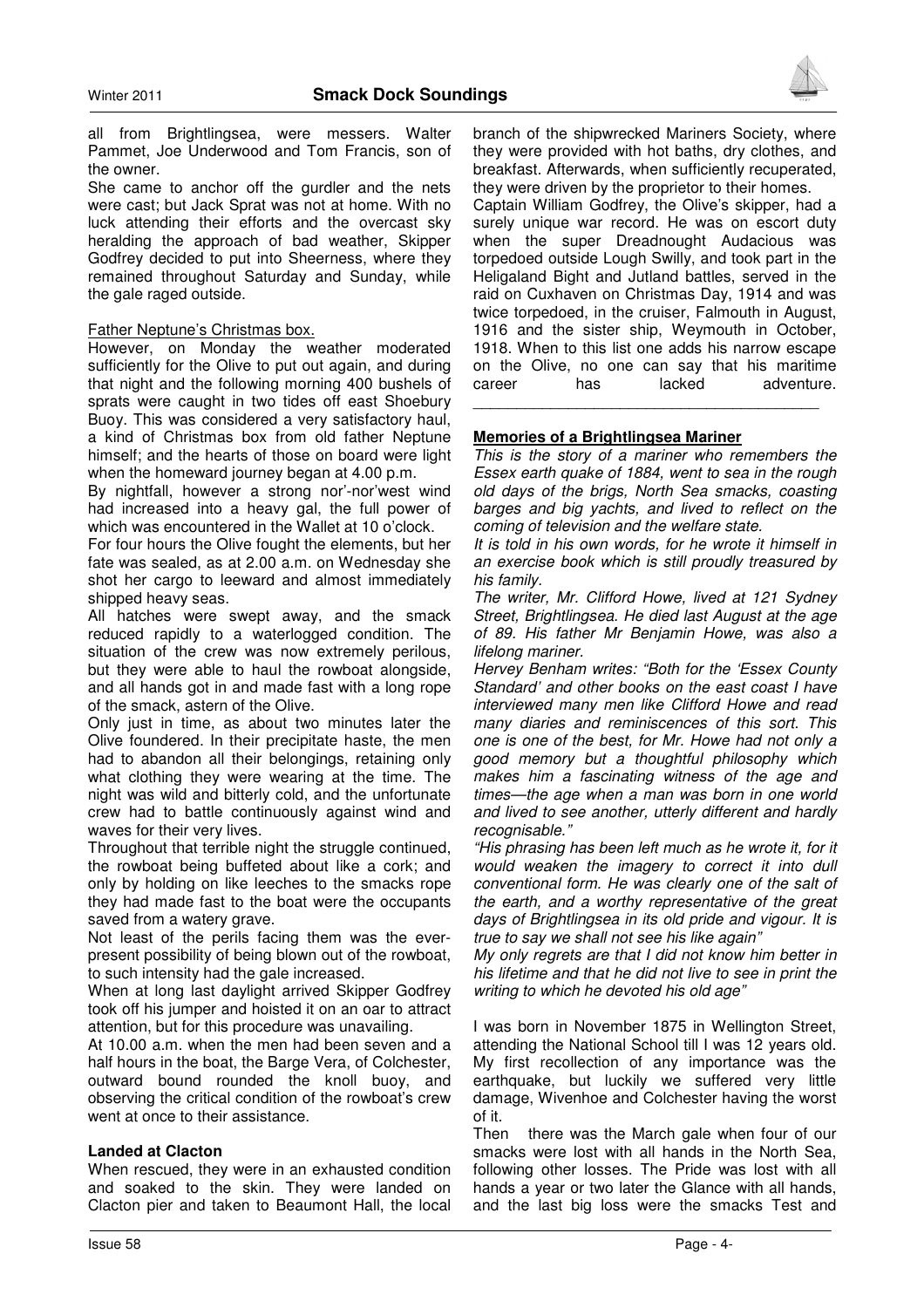all from Brightlingsea, were messers. Walter Pammet, Joe Underwood and Tom Francis, son of the owner.

She came to anchor off the gurdler and the nets were cast; but Jack Sprat was not at home. With no luck attending their efforts and the overcast sky heralding the approach of bad weather, Skipper Godfrey decided to put into Sheerness, where they remained throughout Saturday and Sunday, while the gale raged outside.

Father Neptune's Christmas box.

However, on Monday the weather moderated sufficiently for the Olive to put out again, and during that night and the following morning 400 bushels of sprats were caught in two tides off east Shoebury Buoy. This was considered a very satisfactory haul, a kind of Christmas box from old father Neptune himself; and the hearts of those on board were light when the homeward journey began at 4.00 p.m.

By nightfall, however a strong nor'-nor'west wind had increased into a heavy gal, the full power of which was encountered in the Wallet at 10 o'clock.

For four hours the Olive fought the elements, but her fate was sealed, as at 2.00 a.m. on Wednesday she shot her cargo to leeward and almost immediately shipped heavy seas.

All hatches were swept away, and the smack reduced rapidly to a waterlogged condition. The situation of the crew was now extremely perilous, but they were able to haul the rowboat alongside, and all hands got in and made fast with a long rope of the smack, astern of the Olive.

Only just in time, as about two minutes later the Olive foundered. In their precipitate haste, the men had to abandon all their belongings, retaining only what clothing they were wearing at the time. The night was wild and bitterly cold, and the unfortunate crew had to battle continuously against wind and waves for their very lives.

Throughout that terrible night the struggle continued, the rowboat being buffeted about like a cork; and only by holding on like leeches to the smacks rope they had made fast to the boat were the occupants saved from a watery grave.

Not least of the perils facing them was the ever-present possibility of being blown out of the rowboat, to such intensity had the gale increased.

When at long last daylight arrived Skipper Godfrey took off his jumper and hoisted it on an oar to attract attention, but for this procedure was unavailing.

At 10.00 a.m. when the men had been seven and a half hours in the boat, the Barge Vera, of Colchester, outward bound rounded the knoll buoy, and observing the critical condition of the rowboat's crew went at once to their assistance.

**Landed at Clacton**

When rescued, they were in an exhausted condition and soaked to the skin. They were landed on Clacton pier and taken to Beaumont Hall, the local branch of the shipwrecked Mariners Society, where they were provided with hot baths, dry clothes, and breakfast. Afterwards, when sufficiently recuperated, they were driven by the proprietor to their homes.

Captain William Godfrey, the Olive's skipper, had a surely unique war record. He was on escort duty when the super Dreadnought Audacious was torpedoed outside Lough Swilly, and took part in the Heligaland Bight and Jutland battles, served in the raid on Cuxhaven on Christmas Day, 1914 and was twice torpedoed, in the cruiser, Falmouth in August, 1916 and the sister ship, Weymouth in October, 1918. When to this list one adds his narrow escape on the Olive, no one can say that his maritime career has lacked adventure.

---

**Memories of a Brightlingsea Mariner**

*This is the story of a mariner who remembers the Essex earth quake of 1884, went to sea in the rough old days of the brigs, North Sea smacks, coasting barges and big yachts, and lived to reflect on the coming of television and the welfare state.*

*It is told in his own words, for he wrote it himself in an exercise book which is still proudly treasured by his family.*

*The writer, Mr. Clifford Howe, lived at 121 Sydney Street, Brightlingsea. He died last August at the age of 89. His father Mr Benjamin Howe, was also a lifelong mariner.*

*Hervey Benham writes: "Both for the 'Essex County Standard' and other books on the east coast I have interviewed many men like Clifford Howe and read many diaries and reminiscences of this sort. This one is one of the best, for Mr. Howe had not only a good memory but a thoughtful philosophy which makes him a fascinating witness of the age and times—the age when a man was born in one world and lived to see another, utterly different and hardly recognisable."*

*"His phrasing has been left much as he wrote it, for it would weaken the imagery to correct it into dull conventional form. He was clearly one of the salt of the earth, and a worthy representative of the great days of Brightlingsea in its old pride and vigour. It is true to say we shall not see his like again"*

*My only regrets are that I did not know him better in his lifetime and that he did not live to see in print the writing to which he devoted his old age"*

I was born in November 1875 in Wellington Street, attending the National School till I was 12 years old. My first recollection of any importance was the earthquake, but luckily we suffered very little damage, Wivenhoe and Colchester having the worst of it.

Then there was the March gale when four of our smacks were lost with all hands in the North Sea, following other losses. The Pride was lost with all hands a year or two later the Glance with all hands, and the last big loss were the smacks Test and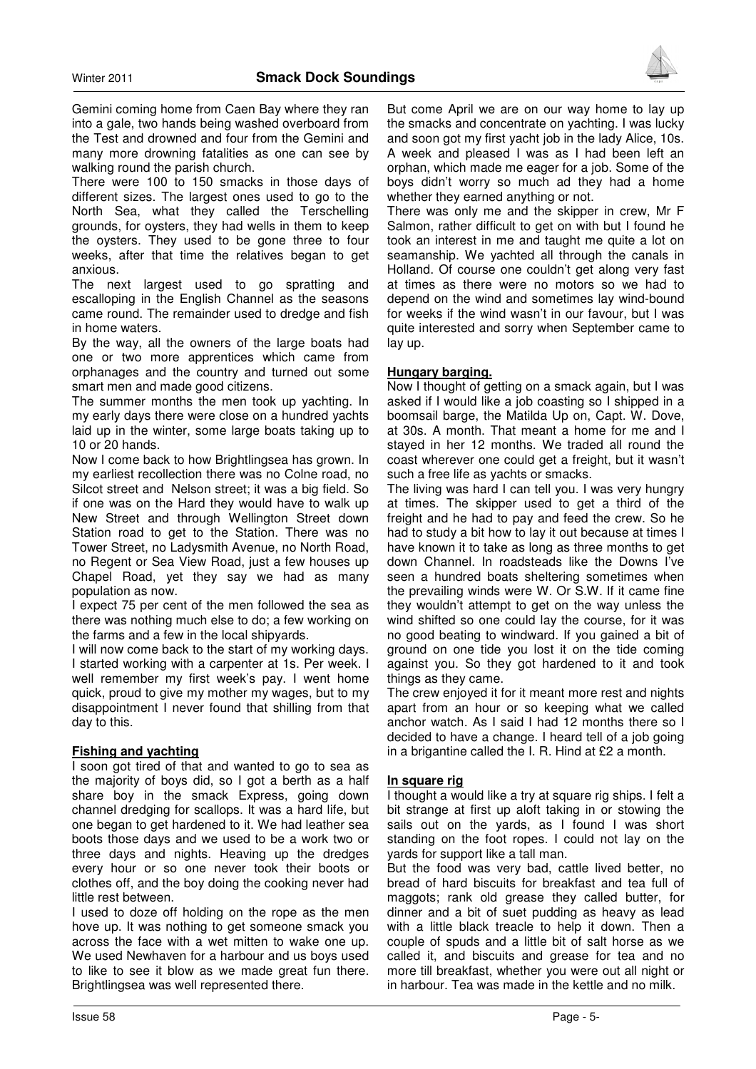Gemini coming home from Caen Bay where they ran into a gale, two hands being washed overboard from the Test and drowned and four from the Gemini and many more drowning fatalities as one can see by walking round the parish church.

There were 100 to 150 smacks in those days of different sizes. The largest ones used to go to the North Sea, what they called the Terschelling grounds, for oysters, they had wells in them to keep the oysters. They used to be gone three to four weeks, after that time the relatives began to get anxious.

The next largest used to go spratting and escalloping in the English Channel as the seasons came round. The remainder used to dredge and fish in home waters.

By the way, all the owners of the large boats had one or two more apprentices which came from orphanages and the country and turned out some smart men and made good citizens.

The summer months the men took up yachting. In my early days there were close on a hundred yachts laid up in the winter, some large boats taking up to 10 or 20 hands.

Now I come back to how Brightlingsea has grown. In my earliest recollection there was no Colne road, no Silcot street and Nelson street; it was a big field. So if one was on the Hard they would have to walk up New Street and through Wellington Street down Station road to get to the Station. There was no Tower Street, no Ladysmith Avenue, no North Road, no Regent or Sea View Road, just a few houses up Chapel Road, yet they say we had as many population as now.

I expect 75 per cent of the men followed the sea as there was nothing much else to do; a few working on the farms and a few in the local shipyards.

I will now come back to the start of my working days. I started working with a carpenter at 1s. Per week. I well remember my first week's pay. I went home quick, proud to give my mother my wages, but to my disappointment I never found that shilling from that day to this.

**Fishing and yachting**

I soon got tired of that and wanted to go to sea as the majority of boys did, so I got a berth as a half share boy in the smack Express, going down channel dredging for scallops. It was a hard life, but one began to get hardened to it. We had leather sea boots those days and we used to be a work two or three days and nights. Heaving up the dredges every hour or so one never took their boots or clothes off, and the boy doing the cooking never had little rest between.

I used to doze off holding on the rope as the men hove up. It was nothing to get someone smack you across the face with a wet mitten to wake one up. We used Newhaven for a harbour and us boys used to like to see it blow as we made great fun there. Brightlingsea was well represented there.

But come April we are on our way home to lay up the smacks and concentrate on yachting. I was lucky and soon got my first yacht job in the lady Alice, 10s. A week and pleased I was as I had been left an orphan, which made me eager for a job. Some of the boys didn't worry so much ad they had a home whether they earned anything or not.

There was only me and the skipper in crew, Mr F Salmon, rather difficult to get on with but I found he took an interest in me and taught me quite a lot on seamanship. We yachted all through the canals in Holland. Of course one couldn't get along very fast at times as there were no motors so we had to depend on the wind and sometimes lay wind-bound for weeks if the wind wasn't in our favour, but I was quite interested and sorry when September came to lay up.

**Hungary barging.**

Now I thought of getting on a smack again, but I was asked if I would like a job coasting so I shipped in a boomsail barge, the Matilda Up on, Capt. W. Dove, at 30s. A month. That meant a home for me and I stayed in her 12 months. We traded all round the coast wherever one could get a freight, but it wasn't such a free life as yachts or smacks.

The living was hard I can tell you. I was very hungry at times. The skipper used to get a third of the freight and he had to pay and feed the crew. So he had to study a bit how to lay it out because at times I have known it to take as long as three months to get down Channel. In roadsteads like the Downs I've seen a hundred boats sheltering sometimes when the prevailing winds were W. Or S.W. If it came fine they wouldn't attempt to get on the way unless the wind shifted so one could lay the course, for it was no good beating to windward. If you gained a bit of ground on one tide you lost it on the tide coming against you. So they got hardened to it and took things as they came.

The crew enjoyed it for it meant more rest and nights apart from an hour or so keeping what we called anchor watch. As I said I had 12 months there so I decided to have a change. I heard tell of a job going in a brigantine called the I. R. Hind at £2 a month.

**In square rig**

I thought a would like a try at square rig ships. I felt a bit strange at first up aloft taking in or stowing the sails out on the yards, as I found I was short standing on the foot ropes. I could not lay on the yards for support like a tall man.

But the food was very bad, cattle lived better, no bread of hard biscuits for breakfast and tea full of maggots; rank old grease they called butter, for dinner and a bit of suet pudding as heavy as lead with a little black treacle to help it down. Then a couple of spuds and a little bit of salt horse as we called it, and biscuits and grease for tea and no more till breakfast, whether you were out all night or in harbour. Tea was made in the kettle and no milk.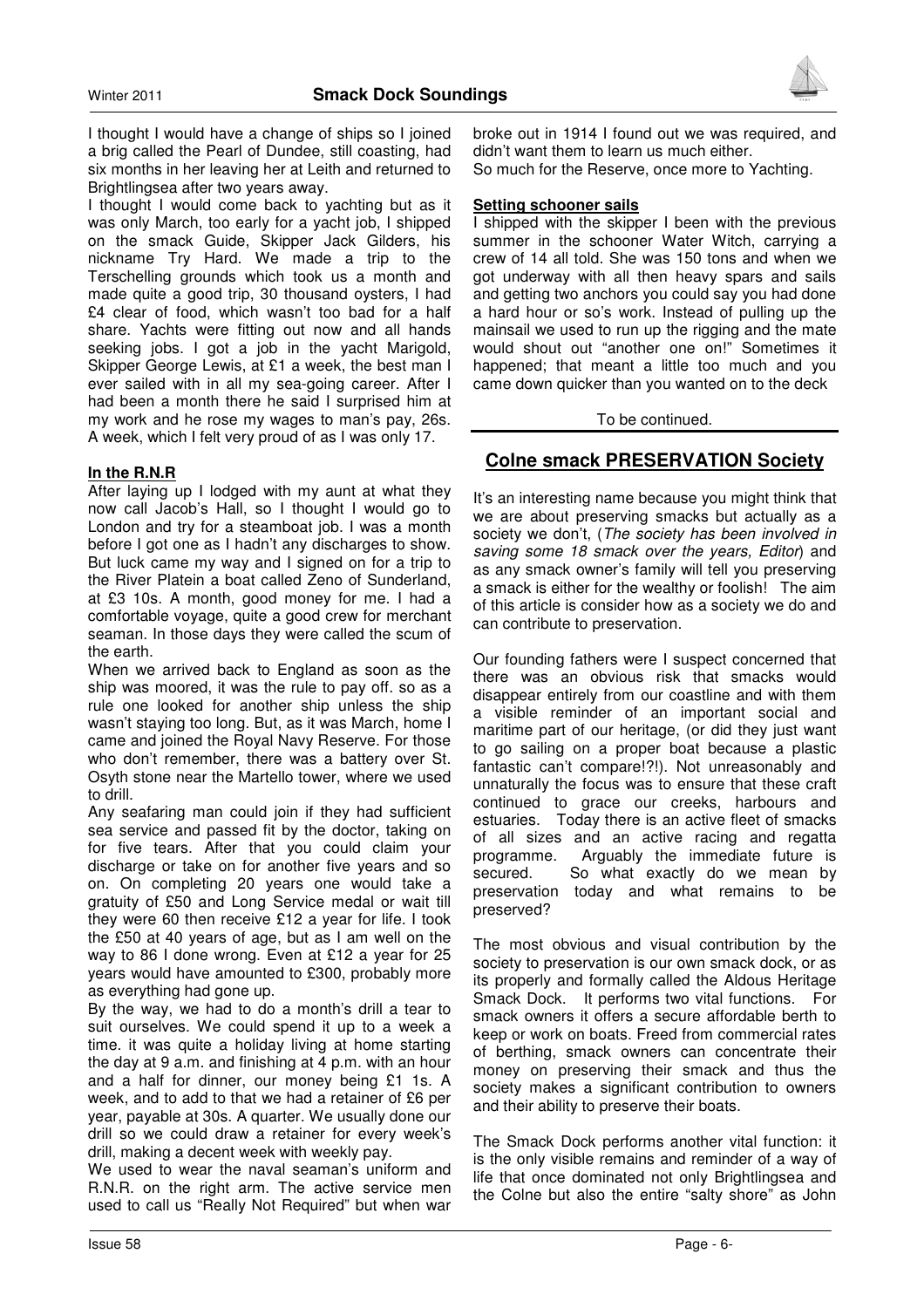I thought I would have a change of ships so I joined a brig called the Pearl of Dundee, still coasting, had six months in her leaving her at Leith and returned to Brightlingsea after two years away.

I thought I would come back to yachting but as it was only March, too early for a yacht job, I shipped on the smack Guide, Skipper Jack Gilders, his nickname Try Hard. We made a trip to the Terschelling grounds which took us a month and made quite a good trip, 30 thousand oysters, I had £4 clear of food, which wasn't too bad for a half share. Yachts were fitting out now and all hands seeking jobs. I got a job in the yacht Marigold, Skipper George Lewis, at £1 a week, the best man I ever sailed with in all my sea-going career. After I had been a month there he said I surprised him at my work and he rose my wages to man's pay, 26s. A week, which I felt very proud of as I was only 17.

**In the R.N.R**

After laying up I lodged with my aunt at what they now call Jacob's Hall, so I thought I would go to London and try for a steamboat job. I was a month before I got one as I hadn't any discharges to show. But luck came my way and I signed on for a trip to the River Platein a boat called Zeno of Sunderland, at £3 10s. A month, good money for me. I had a comfortable voyage, quite a good crew for merchant seaman. In those days they were called the scum of the earth.

When we arrived back to England as soon as the ship was moored, it was the rule to pay off. so as a rule one looked for another ship unless the ship wasn't staying too long. But, as it was March, home I came and joined the Royal Navy Reserve. For those who don't remember, there was a battery over St. Osyth stone near the Martello tower, where we used to drill.

Any seafaring man could join if they had sufficient sea service and passed fit by the doctor, taking on for five tears. After that you could claim your discharge or take on for another five years and so on. On completing 20 years one would take a gratuity of £50 and Long Service medal or wait till they were 60 then receive £12 a year for life. I took the £50 at 40 years of age, but as I am well on the way to 86 I done wrong. Even at £12 a year for 25 years would have amounted to £300, probably more as everything had gone up.

By the way, we had to do a month's drill a tear to suit ourselves. We could spend it up to a week a time. it was quite a holiday living at home starting the day at 9 a.m. and finishing at 4 p.m. with an hour and a half for dinner, our money being £1 1s. A week, and to add to that we had a retainer of £6 per year, payable at 30s. A quarter. We usually done our drill so we could draw a retainer for every week's drill, making a decent week with weekly pay.

We used to wear the naval seaman's uniform and R.N.R. on the right arm. The active service men used to call us "Really Not Required" but when war broke out in 1914 I found out we was required, and didn't want them to learn us much either.

So much for the Reserve, once more to Yachting.

**Setting schooner sails**

I shipped with the skipper I been with the previous summer in the schooner Water Witch, carrying a crew of 14 all told. She was 150 tons and when we got underway with all then heavy spars and sails and getting two anchors you could say you had done a hard hour or so's work. Instead of pulling up the mainsail we used to run up the rigging and the mate would shout out "another one on!" Sometimes it happened; that meant a little too much and you came down quicker than you wanted on to the deck

To be continued.

## Colne smack PRESERVATION Society

It's an interesting name because you might think that we are about preserving smacks but actually as a society we don't, (*The society has been involved in saving some 18 smack over the years, Editor*) and as any smack owner's family will tell you preserving a smack is either for the wealthy or foolish! The aim of this article is consider how as a society we do and can contribute to preservation.

Our founding fathers were I suspect concerned that there was an obvious risk that smacks would disappear entirely from our coastline and with them a visible reminder of an important social and maritime part of our heritage, (or did they just want to go sailing on a proper boat because a plastic fantastic can't compare!?!). Not unreasonably and unnaturally the focus was to ensure that these craft continued to grace our creeks, harbours and estuaries. Today there is an active fleet of smacks of all sizes and an active racing and regatta programme. Arguably the immediate future is secured. So what exactly do we mean by preservation today and what remains to be preserved?

The most obvious and visual contribution by the society to preservation is our own smack dock, or as its properly and formally called the Aldous Heritage Smack Dock. It performs two vital functions. For smack owners it offers a secure affordable berth to keep or work on boats. Freed from commercial rates of berthing, smack owners can concentrate their money on preserving their smack and thus the society makes a significant contribution to owners and their ability to preserve their boats.

The Smack Dock performs another vital function: it is the only visible remains and reminder of a way of life that once dominated not only Brightlingsea and the Colne but also the entire "salty shore" as John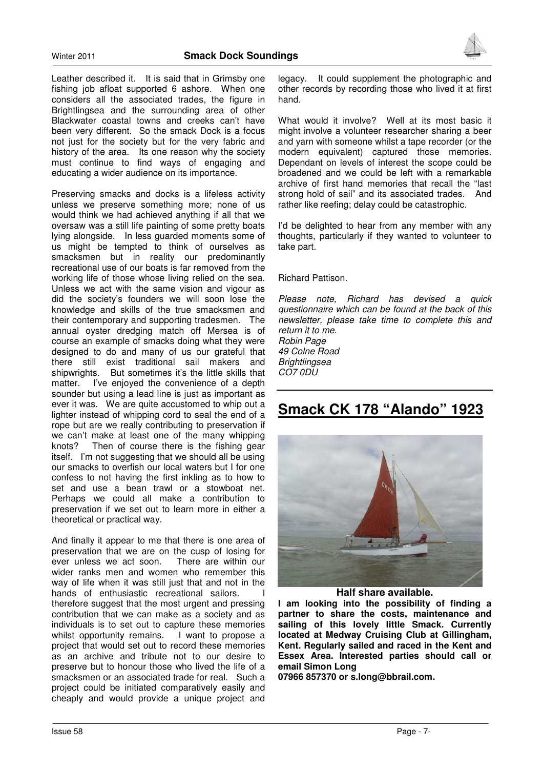Leather described it. It is said that in Grimsby one fishing job afloat supported 6 ashore. When one considers all the associated trades, the figure in Brightlingsea and the surrounding area of other Blackwater coastal towns and creeks can't have been very different. So the smack Dock is a focus not just for the society but for the very fabric and history of the area. Its one reason why the society must continue to find ways of engaging and educating a wider audience on its importance.

Preserving smacks and docks is a lifeless activity unless we preserve something more; none of us would think we had achieved anything if all that we oversaw was a still life painting of some pretty boats lying alongside. In less guarded moments some of us might be tempted to think of ourselves as smacksmen but in reality our predominantly recreational use of our boats is far removed from the working life of those whose living relied on the sea. Unless we act with the same vision and vigour as did the society's founders we will soon lose the knowledge and skills of the true smacksmen and their contemporary and supporting tradesmen. The annual oyster dredging match off Mersea is of course an example of smacks doing what they were designed to do and many of us our grateful that there still exist traditional sail makers and shipwrights. But sometimes it's the little skills that matter. I've enjoyed the convenience of a depth sounder but using a lead line is just as important as ever it was. We are quite accustomed to whip out a lighter instead of whipping cord to seal the end of a rope but are we really contributing to preservation if we can't make at least one of the many whipping knots? Then of course there is the fishing gear itself. I'm not suggesting that we should all be using our smacks to overfish our local waters but I for one confess to not having the first inkling as to how to set and use a bean trawl or a stowboat net. Perhaps we could all make a contribution to preservation if we set out to learn more in either a theoretical or practical way.

And finally it appear to me that there is one area of preservation that we are on the cusp of losing for ever unless we act soon. There are within our wider ranks men and women who remember this way of life when it was still just that and not in the hands of enthusiastic recreational sailors. I therefore suggest that the most urgent and pressing contribution that we can make as a society and as individuals is to set out to capture these memories whilst opportunity remains. I want to propose a project that would set out to record these memories as an archive and tribute not to our desire to preserve but to honour those who lived the life of a smacksmen or an associated trade for real. Such a project could be initiated comparatively easily and cheaply and would provide a unique project and legacy. It could supplement the photographic and other records by recording those who lived it at first hand.

What would it involve? Well at its most basic it might involve a volunteer researcher sharing a beer and yarn with someone whilst a tape recorder (or the modern equivalent) captured those memories. Dependant on levels of interest the scope could be broadened and we could be left with a remarkable archive of first hand memories that recall the "last strong hold of sail" and its associated trades. And rather like reefing; delay could be catastrophic.

I'd be delighted to hear from any member with any thoughts, particularly if they wanted to volunteer to take part.

Richard Pattison.

*Please note, Richard has devised a quick questionnaire which can be found at the back of this newsletter, please take time to complete this and return it to me.*
*Robin Page*
*49 Colne Road*
*Brightlingsea*
*CO7 0DU*

## Smack CK 178 "Alando" 1923

**Half share available.**

**I am looking into the possibility of finding a partner to share the costs, maintenance and sailing of this lovely little Smack. Currently located at Medway Cruising Club at Gillingham, Kent. Regularly sailed and raced in the Kent and Essex Area. Interested parties should call or email Simon Long**
**07966 857370 or s.long@bbrail.com.**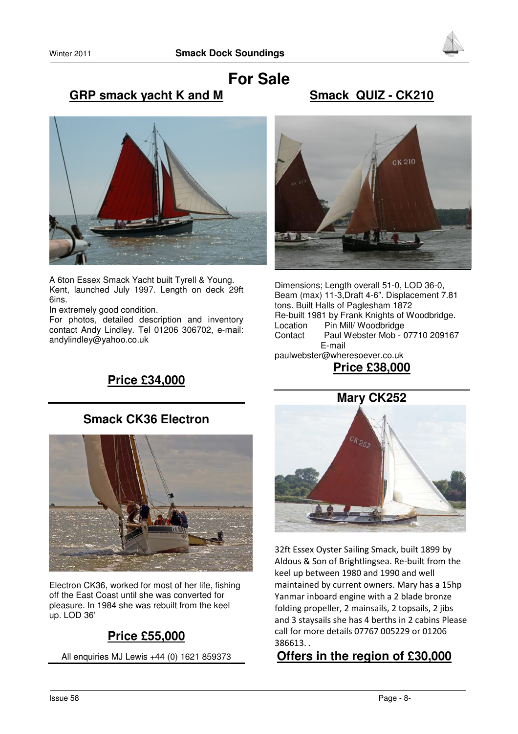# For Sale

## GRP smack yacht K and M

A 6ton Essex Smack Yacht built Tyrell & Young. Kent, launched July 1997. Length on deck 29ft 6ins.

In extremely good condition.

For photos, detailed description and inventory contact Andy Lindley. Tel 01206 306702, e-mail: andylindley@yahoo.co.uk

**Price £34,000**

## Smack QUIZ - CK210

Dimensions; Length overall 51-0, LOD 36-0, Beam (max) 11-3,Draft 4-6". Displacement 7.81 tons. Built Halls of Paglesham 1872

Re-built 1981 by Frank Knights of Woodbridge.

Location Pin Mill/ Woodbridge

Contact Paul Webster Mob - 07710 209167

E-mail paulwebster@wheresoever.co.uk

**Price £38,000**

## Smack CK36 Electron

Electron CK36, worked for most of her life, fishing off the East Coast until she was converted for pleasure. In 1984 she was rebuilt from the keel up. LOD 36'

**Price £55,000**

All enquiries MJ Lewis +44 (0) 1621 859373

## Mary CK252

32ft Essex Oyster Sailing Smack, built 1899 by Aldous & Son of Brightlingsea. Re-built from the keel up between 1980 and 1990 and well maintained by current owners. Mary has a 15hp Yanmar inboard engine with a 2 blade bronze folding propeller, 2 mainsails, 2 topsails, 2 jibs and 3 staysails she has 4 berths in 2 cabins Please call for more details 07767 005229 or 01206 386613. .

**Offers in the region of £30,000**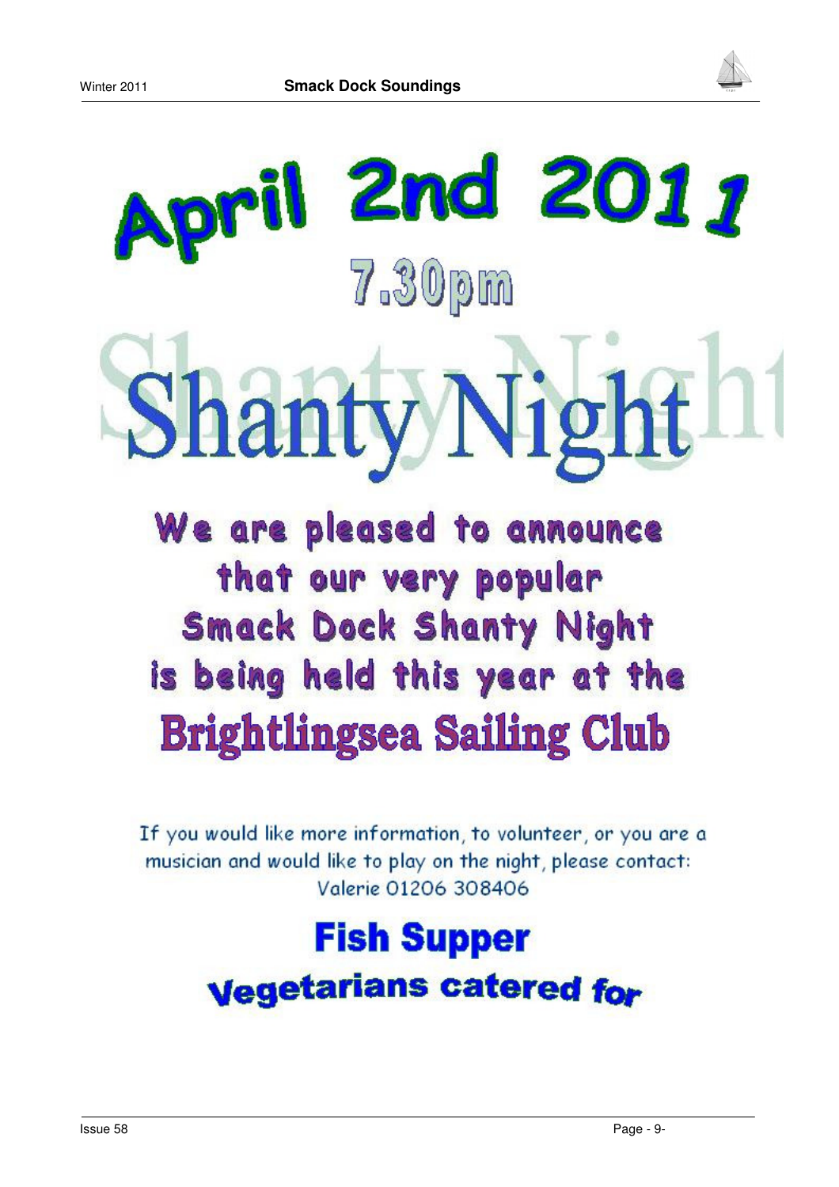# April 2nd 2011

## 7.30pm

# Shanty Night

**We are pleased to announce that our very popular Smack Dock Shanty Night is being held this year at the**

## Brightlingsea Sailing Club

If you would like more information, to volunteer, or you are a musician and would like to play on the night, please contact:
Valerie 01206 308406

## Fish Supper

**Vegetarians catered for**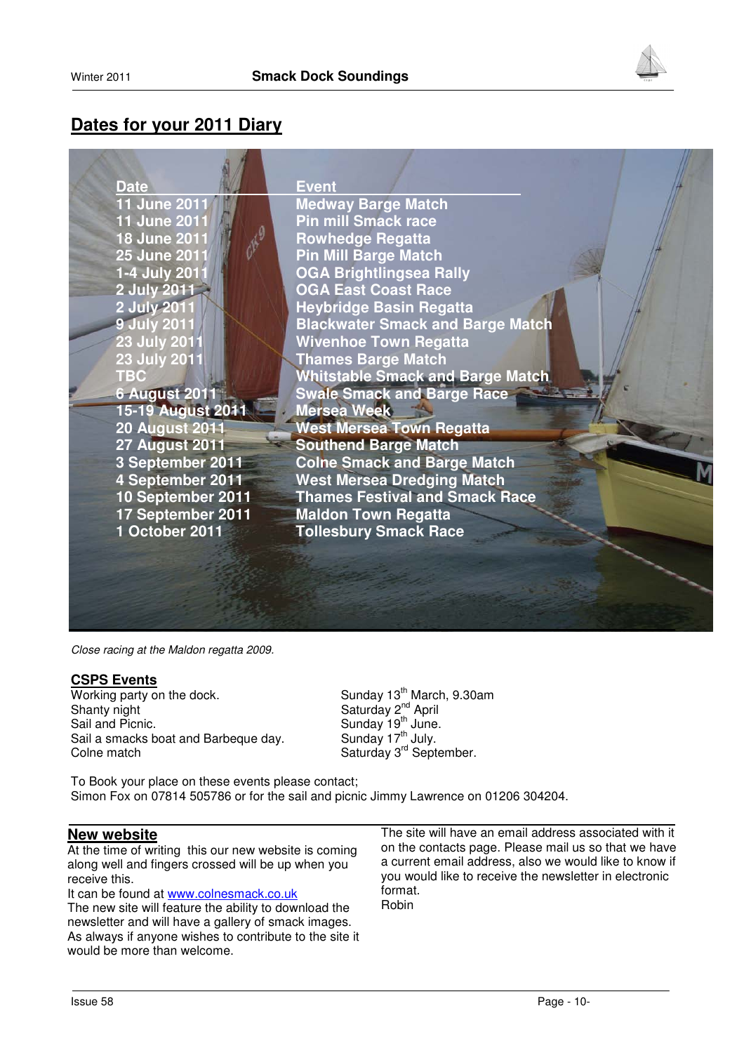## Dates for your 2011 Diary

| Date | Event |
|---|---|
| 11 June 2011 | Medway Barge Match |
| 11 June 2011 | Pin mill Smack race |
| 18 June 2011 | Rowhedge Regatta |
| 25 June 2011 | Pin Mill Barge Match |
| 1-4 July 2011 | OGA Brightlingsea Rally |
| 2 July 2011 | OGA East Coast Race |
| 2 July 2011 | Heybridge Basin Regatta |
| 9 July 2011 | Blackwater Smack and Barge Match |
| 23 July 2011 | Wivenhoe Town Regatta |
| 23 July 2011 | Thames Barge Match |
| TBC | Whitstable Smack and Barge Match |
| 6 August 2011 | Swale Smack and Barge Race |
| 15-19 August 2011 | Mersea Week |
| 20 August 2011 | West Mersea Town Regatta |
| 27 August 2011 | Southend Barge Match |
| 3 September 2011 | Colne Smack and Barge Match |
| 4 September 2011 | West Mersea Dredging Match |
| 10 September 2011 | Thames Festival and Smack Race |
| 17 September 2011 | Maldon Town Regatta |
| 1 October 2011 | Tollesbury Smack Race |

*Close racing at the Maldon regatta 2009.*

### CSPS Events

| | |
|---|---|
| Working party on the dock. | Sunday 13th March, 9.30am |
| Shanty night | Saturday 2nd April |
| Sail and Picnic. | Sunday 19th June. |
| Sail a smacks boat and Barbeque day. | Sunday 17th July. |
| Colne match | Saturday 3rd September. |

To Book your place on these events please contact;
Simon Fox on 07814 505786 or for the sail and picnic Jimmy Lawrence on 01206 304204.

### New website

At the time of writing this our new website is coming along well and fingers crossed will be up when you receive this.
It can be found at www.colnesmack.co.uk
The new site will feature the ability to download the newsletter and will have a gallery of smack images.
As always if anyone wishes to contribute to the site it would be more than welcome.

The site will have an email address associated with it on the contacts page. Please mail us so that we have a current email address, also we would like to know if you would like to receive the newsletter in electronic format.
Robin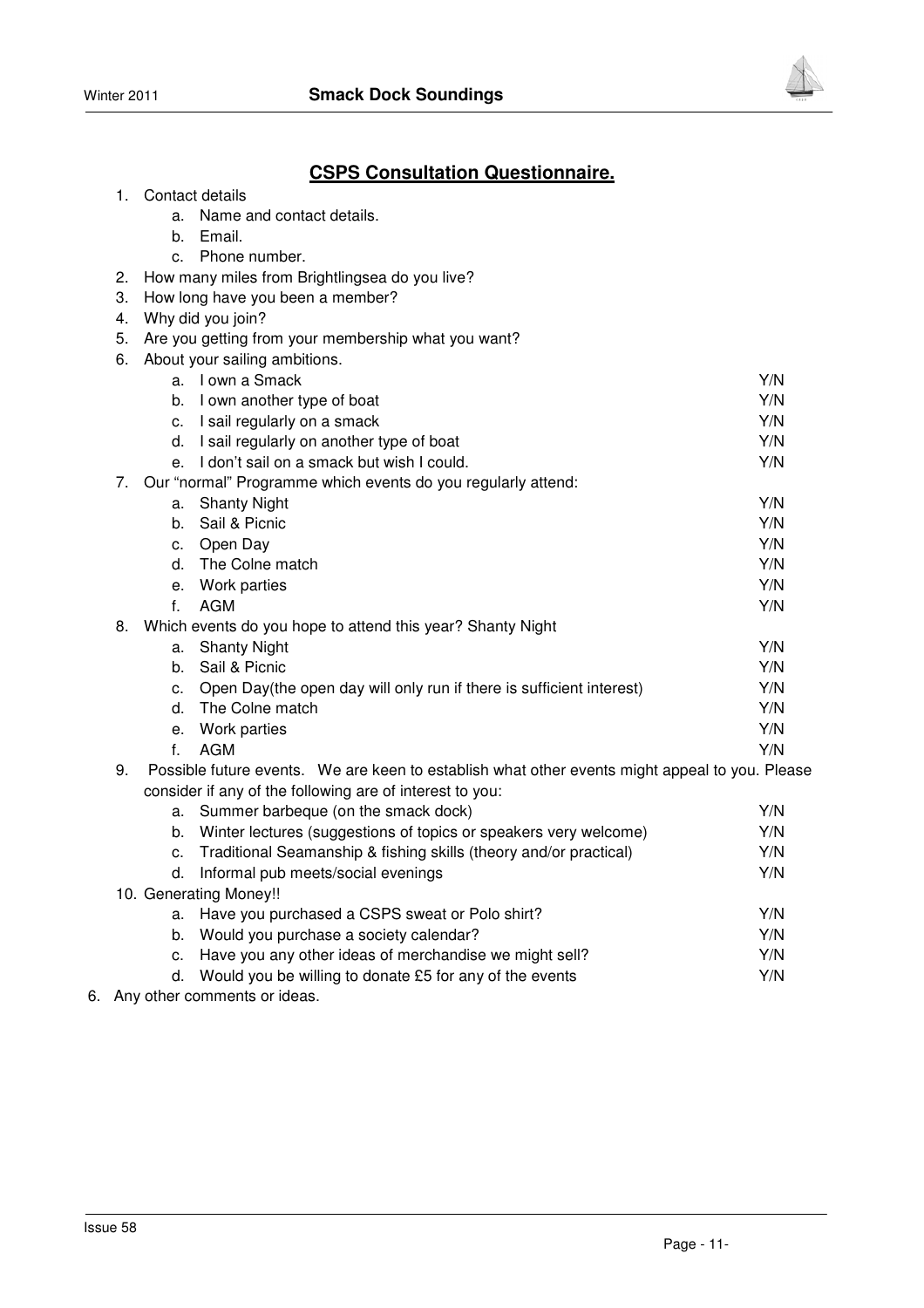## CSPS Consultation Questionnaire.

1. Contact details
   a. Name and contact details.
   b. Email.
   c. Phone number.
2. How many miles from Brightlingsea do you live?
3. How long have you been a member?
4. Why did you join?
5. Are you getting from your membership what you want?
6. About your sailing ambitions.
   a. I own a Smack Y/N
   b. I own another type of boat Y/N
   c. I sail regularly on a smack Y/N
   d. I sail regularly on another type of boat Y/N
   e. I don't sail on a smack but wish I could. Y/N
7. Our "normal" Programme which events do you regularly attend:
   a. Shanty Night Y/N
   b. Sail & Picnic Y/N
   c. Open Day Y/N
   d. The Colne match Y/N
   e. Work parties Y/N
   f. AGM Y/N
8. Which events do you hope to attend this year? Shanty Night
   a. Shanty Night Y/N
   b. Sail & Picnic Y/N
   c. Open Day(the open day will only run if there is sufficient interest) Y/N
   d. The Colne match Y/N
   e. Work parties Y/N
   f. AGM Y/N
9. Possible future events. We are keen to establish what other events might appeal to you. Please consider if any of the following are of interest to you:
   a. Summer barbeque (on the smack dock) Y/N
   b. Winter lectures (suggestions of topics or speakers very welcome) Y/N
   c. Traditional Seamanship & fishing skills (theory and/or practical) Y/N
   d. Informal pub meets/social evenings Y/N
10. Generating Money!!
    a. Have you purchased a CSPS sweat or Polo shirt? Y/N
    b. Would you purchase a society calendar? Y/N
    c. Have you any other ideas of merchandise we might sell? Y/N
    d. Would you be willing to donate £5 for any of the events Y/N

6. Any other comments or ideas.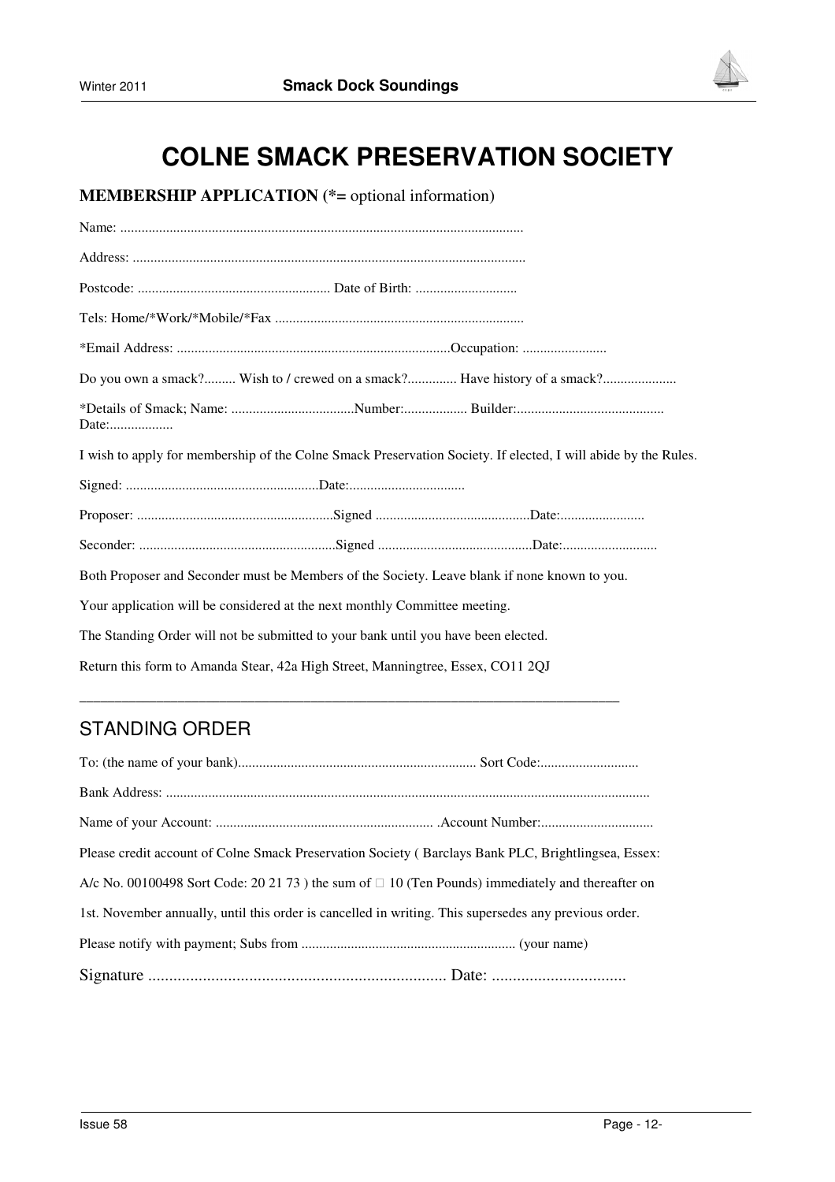# COLNE SMACK PRESERVATION SOCIETY

**MEMBERSHIP APPLICATION (*=** optional information)

Name: ..................................................................................................................

Address: ...............................................................................................................

Postcode: ....................................................... Date of Birth: .............................

Tels: Home/*Work/*Mobile/*Fax ......................................................................

*Email Address: .............................................................................Occupation: ........................

Do you own a smack?......... Wish to / crewed on a smack?.............. Have history of a smack?.....................

*Details of Smack; Name: ...................................Number:.................. Builder:.......................................... Date:..................

I wish to apply for membership of the Colne Smack Preservation Society. If elected, I will abide by the Rules.

Signed: .......................................................Date:.................................

Proposer: ........................................................Signed ............................................Date:........................

Seconder: ........................................................Signed ............................................Date:...........................

Both Proposer and Seconder must be Members of the Society. Leave blank if none known to you.

Your application will be considered at the next monthly Committee meeting.

The Standing Order will not be submitted to your bank until you have been elected.

Return this form to Amanda Stear, 42a High Street, Manningtree, Essex, CO11 2QJ

---

## STANDING ORDER

To: (the name of your bank).................................................................... Sort Code:............................

Bank Address: ........................................................................................................................................

Name of your Account: .............................................................. .Account Number:................................

Please credit account of Colne Smack Preservation Society ( Barclays Bank PLC, Brightlingsea, Essex:

A/c No. 00100498 Sort Code: 20 21 73 ) the sum of □ 10 (Ten Pounds) immediately and thereafter on

1st. November annually, until this order is cancelled in writing. This supersedes any previous order.

Please notify with payment; Subs from ............................................................ (your name)

Signature ........................................................................ Date: ................................